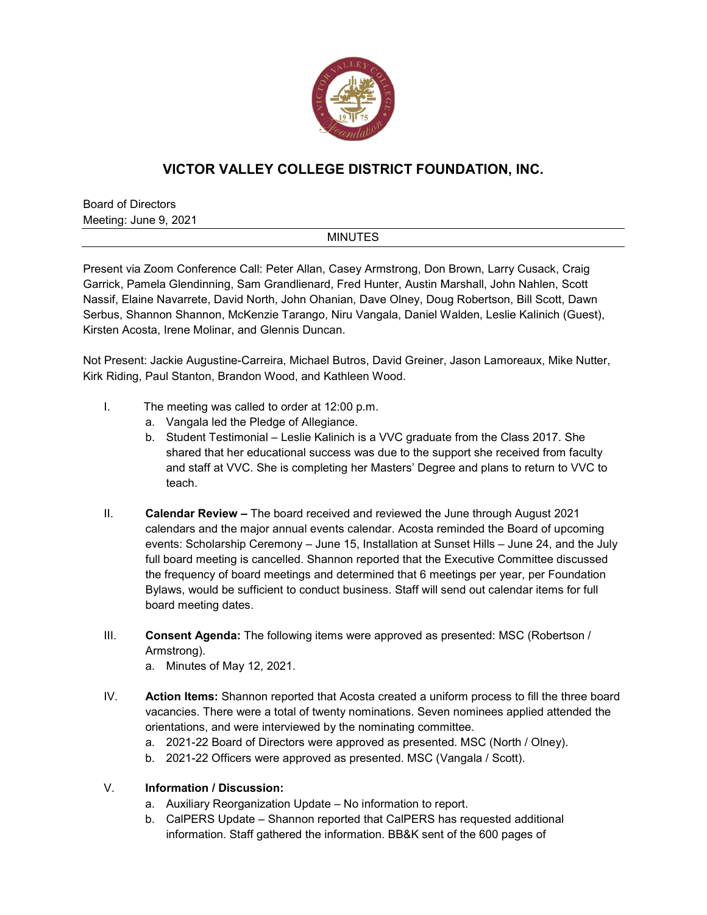# VICTOR VALLEY COLLEGE DISTRICT FOUNDATION, INC.

Board of Directors
Meeting: June 9, 2021

MINUTES

Present via Zoom Conference Call: Peter Allan, Casey Armstrong, Don Brown, Larry Cusack, Craig Garrick, Pamela Glendinning, Sam Grandlienard, Fred Hunter, Austin Marshall, John Nahlen, Scott Nassif, Elaine Navarrete, David North, John Ohanian, Dave Olney, Doug Robertson, Bill Scott, Dawn Serbus, Shannon Shannon, McKenzie Tarango, Niru Vangala, Daniel Walden, Leslie Kalinich (Guest), Kirsten Acosta, Irene Molinar, and Glennis Duncan.

Not Present: Jackie Augustine-Carreira, Michael Butros, David Greiner, Jason Lamoreaux, Mike Nutter, Kirk Riding, Paul Stanton, Brandon Wood, and Kathleen Wood.

I. The meeting was called to order at 12:00 p.m.
   a. Vangala led the Pledge of Allegiance.
   b. Student Testimonial – Leslie Kalinich is a VVC graduate from the Class 2017. She shared that her educational success was due to the support she received from faculty and staff at VVC. She is completing her Masters' Degree and plans to return to VVC to teach.

II. **Calendar Review –** The board received and reviewed the June through August 2021 calendars and the major annual events calendar. Acosta reminded the Board of upcoming events: Scholarship Ceremony – June 15, Installation at Sunset Hills – June 24, and the July full board meeting is cancelled. Shannon reported that the Executive Committee discussed the frequency of board meetings and determined that 6 meetings per year, per Foundation Bylaws, would be sufficient to conduct business. Staff will send out calendar items for full board meeting dates.

III. **Consent Agenda:** The following items were approved as presented: MSC (Robertson / Armstrong).
   a. Minutes of May 12, 2021.

IV. **Action Items:** Shannon reported that Acosta created a uniform process to fill the three board vacancies. There were a total of twenty nominations. Seven nominees applied attended the orientations, and were interviewed by the nominating committee.
   a. 2021-22 Board of Directors were approved as presented. MSC (North / Olney).
   b. 2021-22 Officers were approved as presented. MSC (Vangala / Scott).

V. **Information / Discussion:**
   a. Auxiliary Reorganization Update – No information to report.
   b. CalPERS Update – Shannon reported that CalPERS has requested additional information. Staff gathered the information. BB&K sent of the 600 pages of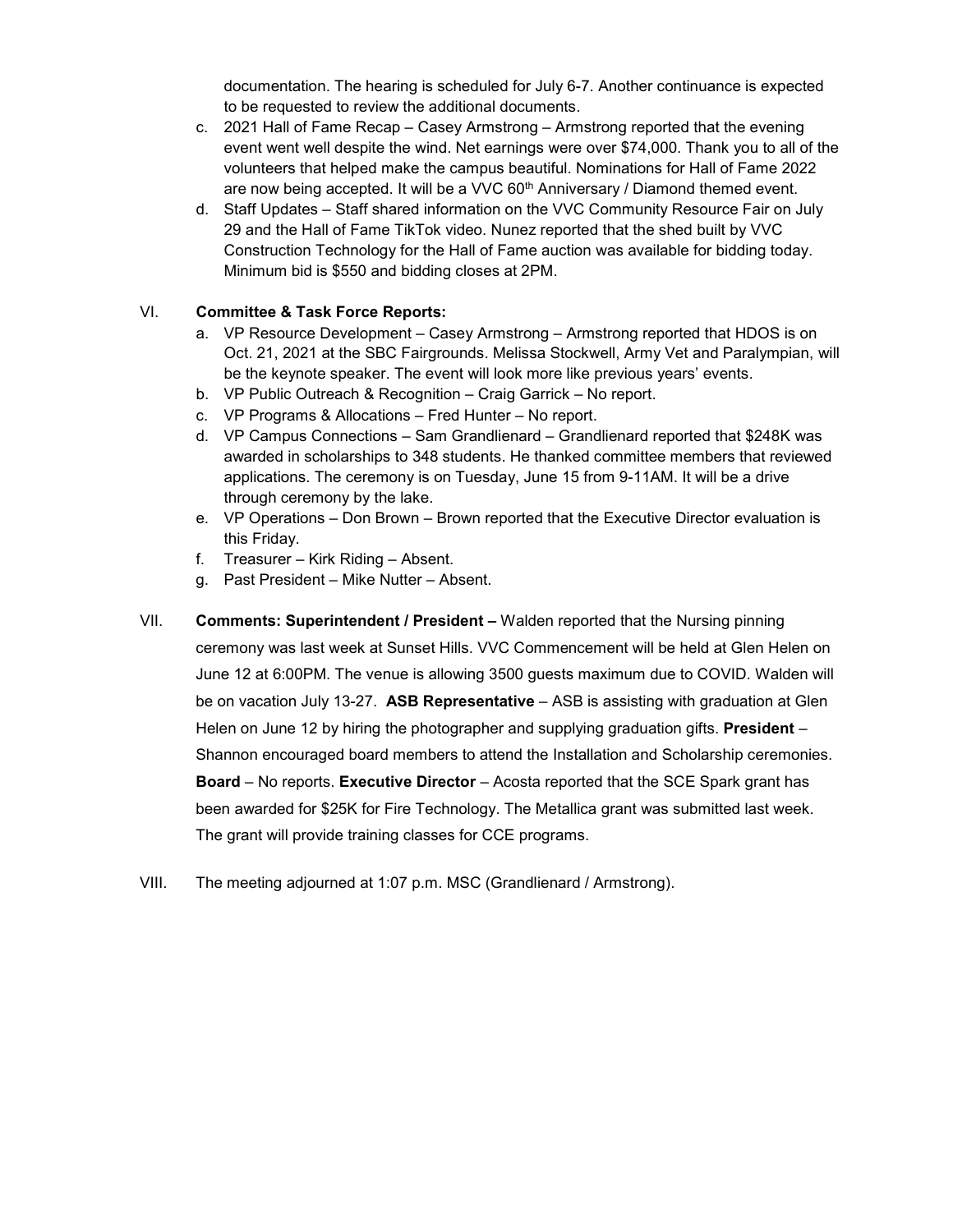documentation. The hearing is scheduled for July 6-7. Another continuance is expected to be requested to review the additional documents.

c. 2021 Hall of Fame Recap – Casey Armstrong – Armstrong reported that the evening event went well despite the wind. Net earnings were over $74,000. Thank you to all of the volunteers that helped make the campus beautiful. Nominations for Hall of Fame 2022 are now being accepted. It will be a VVC 60th Anniversary / Diamond themed event.
d. Staff Updates – Staff shared information on the VVC Community Resource Fair on July 29 and the Hall of Fame TikTok video. Nunez reported that the shed built by VVC Construction Technology for the Hall of Fame auction was available for bidding today. Minimum bid is $550 and bidding closes at 2PM.

VI. **Committee & Task Force Reports:**

a. VP Resource Development – Casey Armstrong – Armstrong reported that HDOS is on Oct. 21, 2021 at the SBC Fairgrounds. Melissa Stockwell, Army Vet and Paralympian, will be the keynote speaker. The event will look more like previous years' events.
b. VP Public Outreach & Recognition – Craig Garrick – No report.
c. VP Programs & Allocations – Fred Hunter – No report.
d. VP Campus Connections – Sam Grandlienard – Grandlienard reported that $248K was awarded in scholarships to 348 students. He thanked committee members that reviewed applications. The ceremony is on Tuesday, June 15 from 9-11AM. It will be a drive through ceremony by the lake.
e. VP Operations – Don Brown – Brown reported that the Executive Director evaluation is this Friday.
f. Treasurer – Kirk Riding – Absent.
g. Past President – Mike Nutter – Absent.

VII. **Comments: Superintendent / President –** Walden reported that the Nursing pinning ceremony was last week at Sunset Hills. VVC Commencement will be held at Glen Helen on June 12 at 6:00PM. The venue is allowing 3500 guests maximum due to COVID. Walden will be on vacation July 13-27. **ASB Representative** – ASB is assisting with graduation at Glen Helen on June 12 by hiring the photographer and supplying graduation gifts. **President** – Shannon encouraged board members to attend the Installation and Scholarship ceremonies. **Board** – No reports. **Executive Director** – Acosta reported that the SCE Spark grant has been awarded for $25K for Fire Technology. The Metallica grant was submitted last week. The grant will provide training classes for CCE programs.

VIII. The meeting adjourned at 1:07 p.m. MSC (Grandlienard / Armstrong).